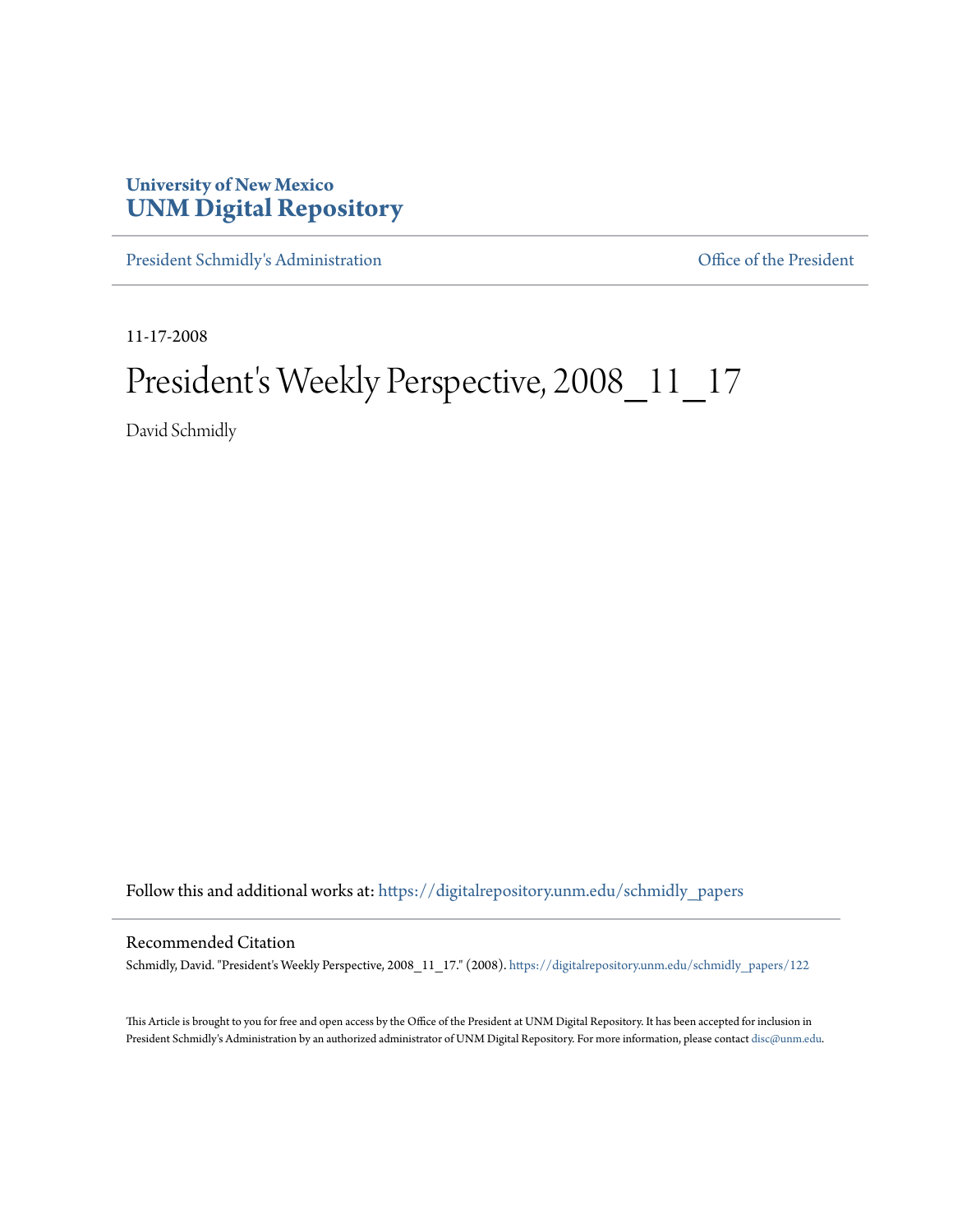University of New Mexico
**UNM Digital Repository**

President Schmidly's Administration | Office of the President

11-17-2008

# President's Weekly Perspective, 2008_11_17

David Schmidly

Follow this and additional works at: https://digitalrepository.unm.edu/schmidly_papers

## Recommended Citation

Schmidly, David. "President's Weekly Perspective, 2008_11_17." (2008). https://digitalrepository.unm.edu/schmidly_papers/122

This Article is brought to you for free and open access by the Office of the President at UNM Digital Repository. It has been accepted for inclusion in President Schmidly's Administration by an authorized administrator of UNM Digital Repository. For more information, please contact disc@unm.edu.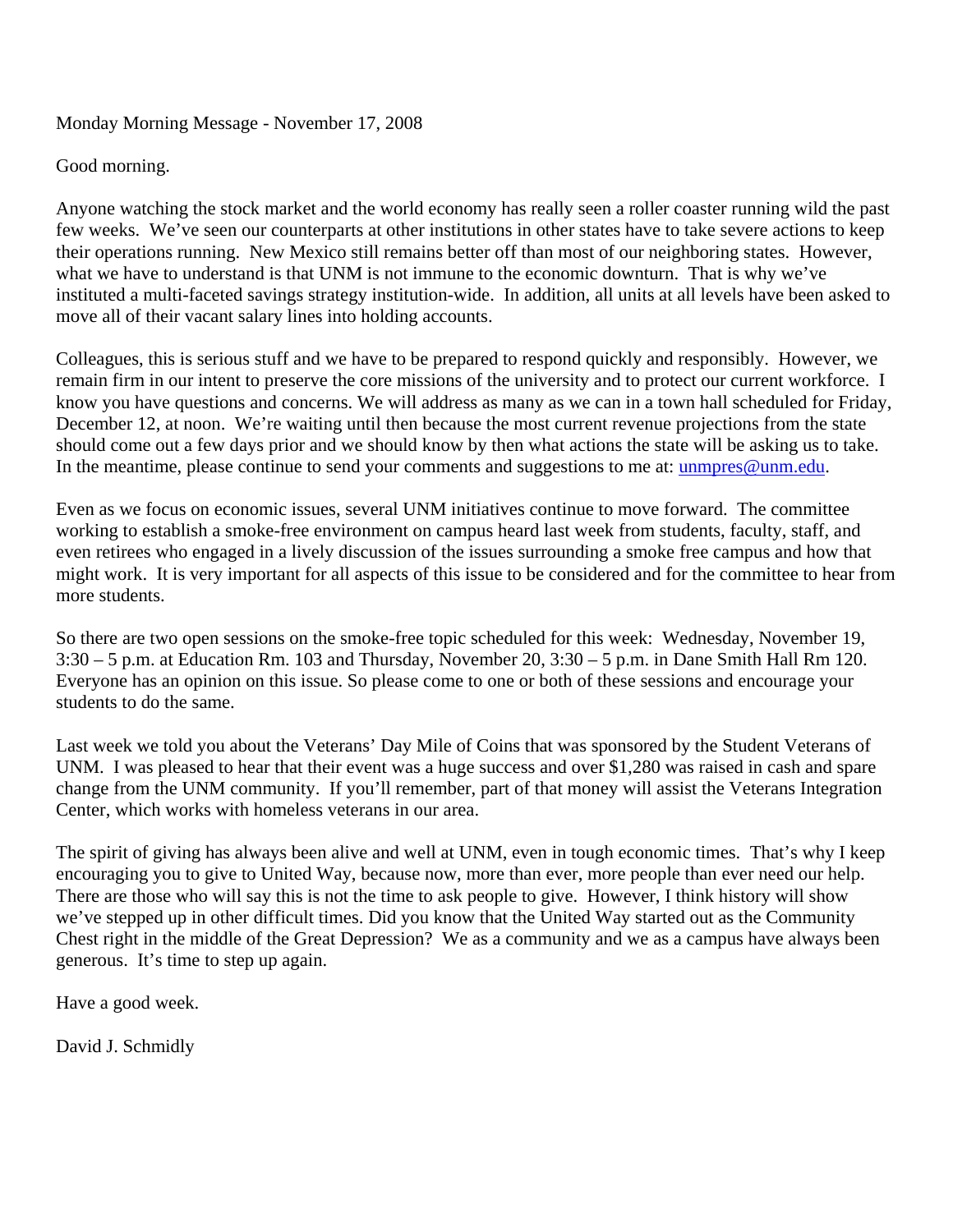Monday Morning Message - November 17, 2008

Good morning.

Anyone watching the stock market and the world economy has really seen a roller coaster running wild the past few weeks. We've seen our counterparts at other institutions in other states have to take severe actions to keep their operations running. New Mexico still remains better off than most of our neighboring states. However, what we have to understand is that UNM is not immune to the economic downturn. That is why we've instituted a multi-faceted savings strategy institution-wide. In addition, all units at all levels have been asked to move all of their vacant salary lines into holding accounts.

Colleagues, this is serious stuff and we have to be prepared to respond quickly and responsibly. However, we remain firm in our intent to preserve the core missions of the university and to protect our current workforce. I know you have questions and concerns. We will address as many as we can in a town hall scheduled for Friday, December 12, at noon. We're waiting until then because the most current revenue projections from the state should come out a few days prior and we should know by then what actions the state will be asking us to take. In the meantime, please continue to send your comments and suggestions to me at: unmpres@unm.edu.

Even as we focus on economic issues, several UNM initiatives continue to move forward. The committee working to establish a smoke-free environment on campus heard last week from students, faculty, staff, and even retirees who engaged in a lively discussion of the issues surrounding a smoke free campus and how that might work. It is very important for all aspects of this issue to be considered and for the committee to hear from more students.

So there are two open sessions on the smoke-free topic scheduled for this week: Wednesday, November 19, 3:30 – 5 p.m. at Education Rm. 103 and Thursday, November 20, 3:30 – 5 p.m. in Dane Smith Hall Rm 120. Everyone has an opinion on this issue. So please come to one or both of these sessions and encourage your students to do the same.

Last week we told you about the Veterans' Day Mile of Coins that was sponsored by the Student Veterans of UNM. I was pleased to hear that their event was a huge success and over $1,280 was raised in cash and spare change from the UNM community. If you'll remember, part of that money will assist the Veterans Integration Center, which works with homeless veterans in our area.

The spirit of giving has always been alive and well at UNM, even in tough economic times. That's why I keep encouraging you to give to United Way, because now, more than ever, more people than ever need our help. There are those who will say this is not the time to ask people to give. However, I think history will show we've stepped up in other difficult times. Did you know that the United Way started out as the Community Chest right in the middle of the Great Depression? We as a community and we as a campus have always been generous. It's time to step up again.

Have a good week.

David J. Schmidly